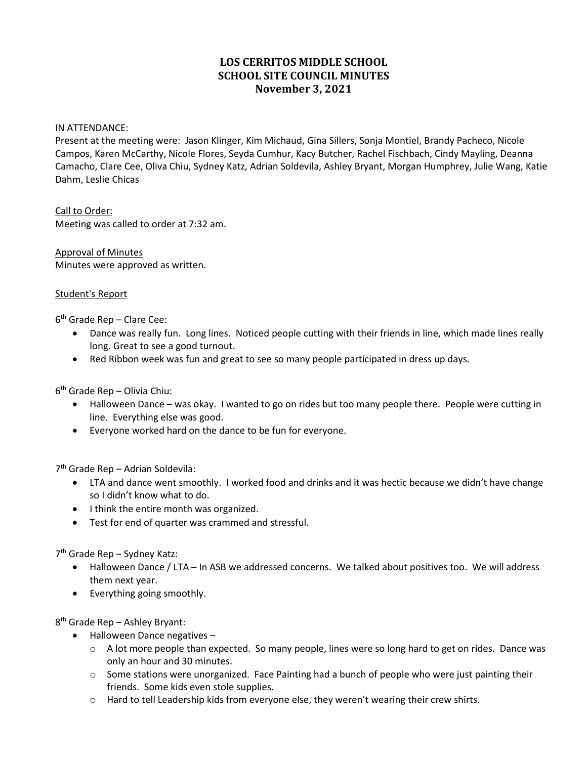# LOS CERRITOS MIDDLE SCHOOL
# SCHOOL SITE COUNCIL MINUTES
# November 3, 2021

IN ATTENDANCE:
Present at the meeting were: Jason Klinger, Kim Michaud, Gina Sillers, Sonja Montiel, Brandy Pacheco, Nicole Campos, Karen McCarthy, Nicole Flores, Seyda Cumhur, Kacy Butcher, Rachel Fischbach, Cindy Mayling, Deanna Camacho, Clare Cee, Oliva Chiu, Sydney Katz, Adrian Soldevila, Ashley Bryant, Morgan Humphrey, Julie Wang, Katie Dahm, Leslie Chicas

Call to Order:
Meeting was called to order at 7:32 am.

Approval of Minutes
Minutes were approved as written.

Student's Report

6th Grade Rep – Clare Cee:

- Dance was really fun. Long lines. Noticed people cutting with their friends in line, which made lines really long. Great to see a good turnout.
- Red Ribbon week was fun and great to see so many people participated in dress up days.

6th Grade Rep – Olivia Chiu:

- Halloween Dance – was okay. I wanted to go on rides but too many people there. People were cutting in line. Everything else was good.
- Everyone worked hard on the dance to be fun for everyone.

7th Grade Rep – Adrian Soldevila:

- LTA and dance went smoothly. I worked food and drinks and it was hectic because we didn't have change so I didn't know what to do.
- I think the entire month was organized.
- Test for end of quarter was crammed and stressful.

7th Grade Rep – Sydney Katz:

- Halloween Dance / LTA – In ASB we addressed concerns. We talked about positives too. We will address them next year.
- Everything going smoothly.

8th Grade Rep – Ashley Bryant:

- Halloween Dance negatives –
  - A lot more people than expected. So many people, lines were so long hard to get on rides. Dance was only an hour and 30 minutes.
  - Some stations were unorganized. Face Painting had a bunch of people who were just painting their friends. Some kids even stole supplies.
  - Hard to tell Leadership kids from everyone else, they weren't wearing their crew shirts.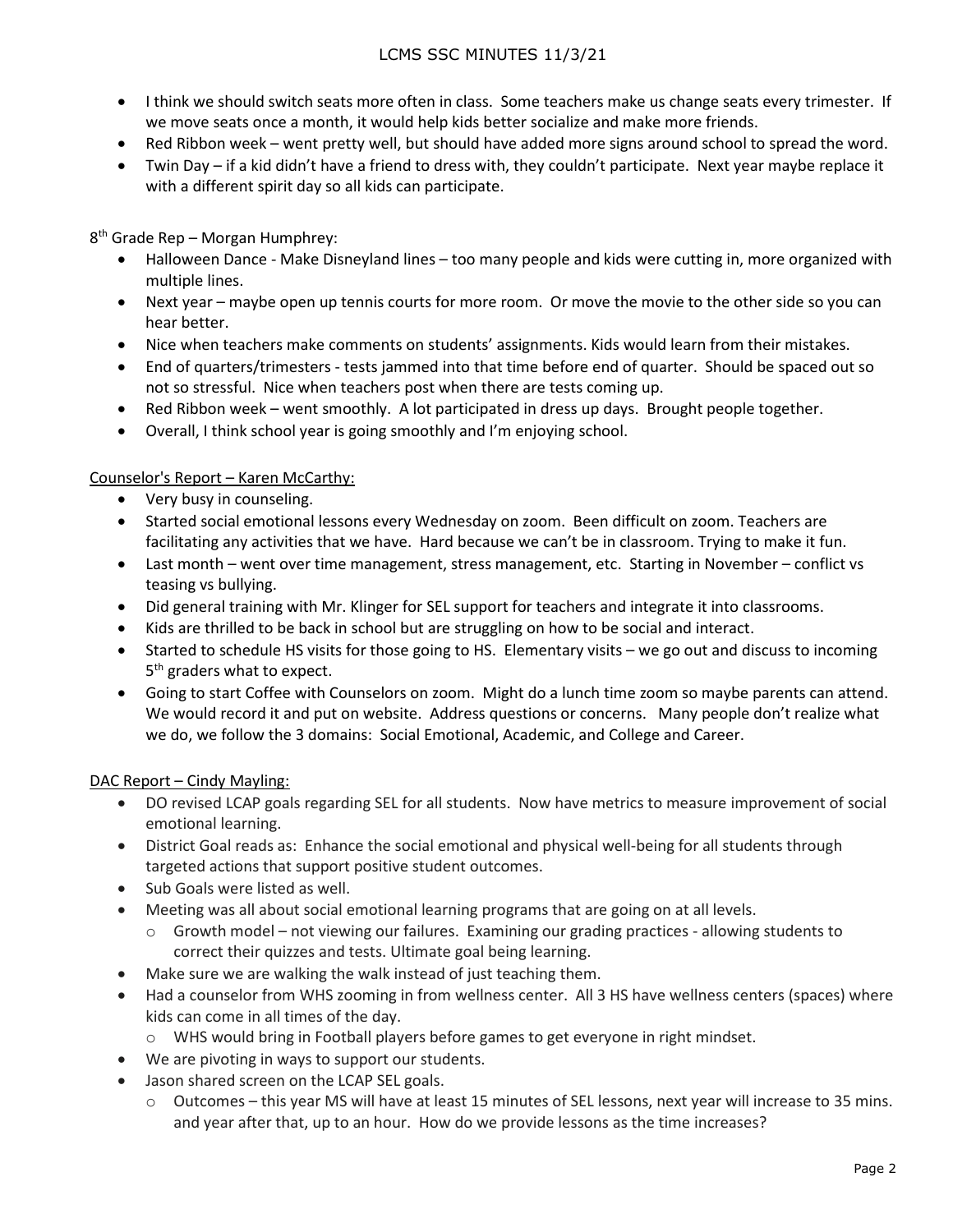- I think we should switch seats more often in class. Some teachers make us change seats every trimester. If we move seats once a month, it would help kids better socialize and make more friends.
- Red Ribbon week – went pretty well, but should have added more signs around school to spread the word.
- Twin Day – if a kid didn't have a friend to dress with, they couldn't participate. Next year maybe replace it with a different spirit day so all kids can participate.

8th Grade Rep – Morgan Humphrey:

- Halloween Dance - Make Disneyland lines – too many people and kids were cutting in, more organized with multiple lines.
- Next year – maybe open up tennis courts for more room. Or move the movie to the other side so you can hear better.
- Nice when teachers make comments on students' assignments. Kids would learn from their mistakes.
- End of quarters/trimesters - tests jammed into that time before end of quarter. Should be spaced out so not so stressful. Nice when teachers post when there are tests coming up.
- Red Ribbon week – went smoothly. A lot participated in dress up days. Brought people together.
- Overall, I think school year is going smoothly and I'm enjoying school.

<u>Counselor's Report – Karen McCarthy:</u>

- Very busy in counseling.
- Started social emotional lessons every Wednesday on zoom. Been difficult on zoom. Teachers are facilitating any activities that we have. Hard because we can't be in classroom. Trying to make it fun.
- Last month – went over time management, stress management, etc. Starting in November – conflict vs teasing vs bullying.
- Did general training with Mr. Klinger for SEL support for teachers and integrate it into classrooms.
- Kids are thrilled to be back in school but are struggling on how to be social and interact.
- Started to schedule HS visits for those going to HS. Elementary visits – we go out and discuss to incoming 5th graders what to expect.
- Going to start Coffee with Counselors on zoom. Might do a lunch time zoom so maybe parents can attend. We would record it and put on website. Address questions or concerns. Many people don't realize what we do, we follow the 3 domains: Social Emotional, Academic, and College and Career.

<u>DAC Report – Cindy Mayling:</u>

- DO revised LCAP goals regarding SEL for all students. Now have metrics to measure improvement of social emotional learning.
- District Goal reads as: Enhance the social emotional and physical well-being for all students through targeted actions that support positive student outcomes.
- Sub Goals were listed as well.
- Meeting was all about social emotional learning programs that are going on at all levels.
  - Growth model – not viewing our failures. Examining our grading practices - allowing students to correct their quizzes and tests. Ultimate goal being learning.
- Make sure we are walking the walk instead of just teaching them.
- Had a counselor from WHS zooming in from wellness center. All 3 HS have wellness centers (spaces) where kids can come in all times of the day.
  - WHS would bring in Football players before games to get everyone in right mindset.
- We are pivoting in ways to support our students.
- Jason shared screen on the LCAP SEL goals.
  - Outcomes – this year MS will have at least 15 minutes of SEL lessons, next year will increase to 35 mins. and year after that, up to an hour. How do we provide lessons as the time increases?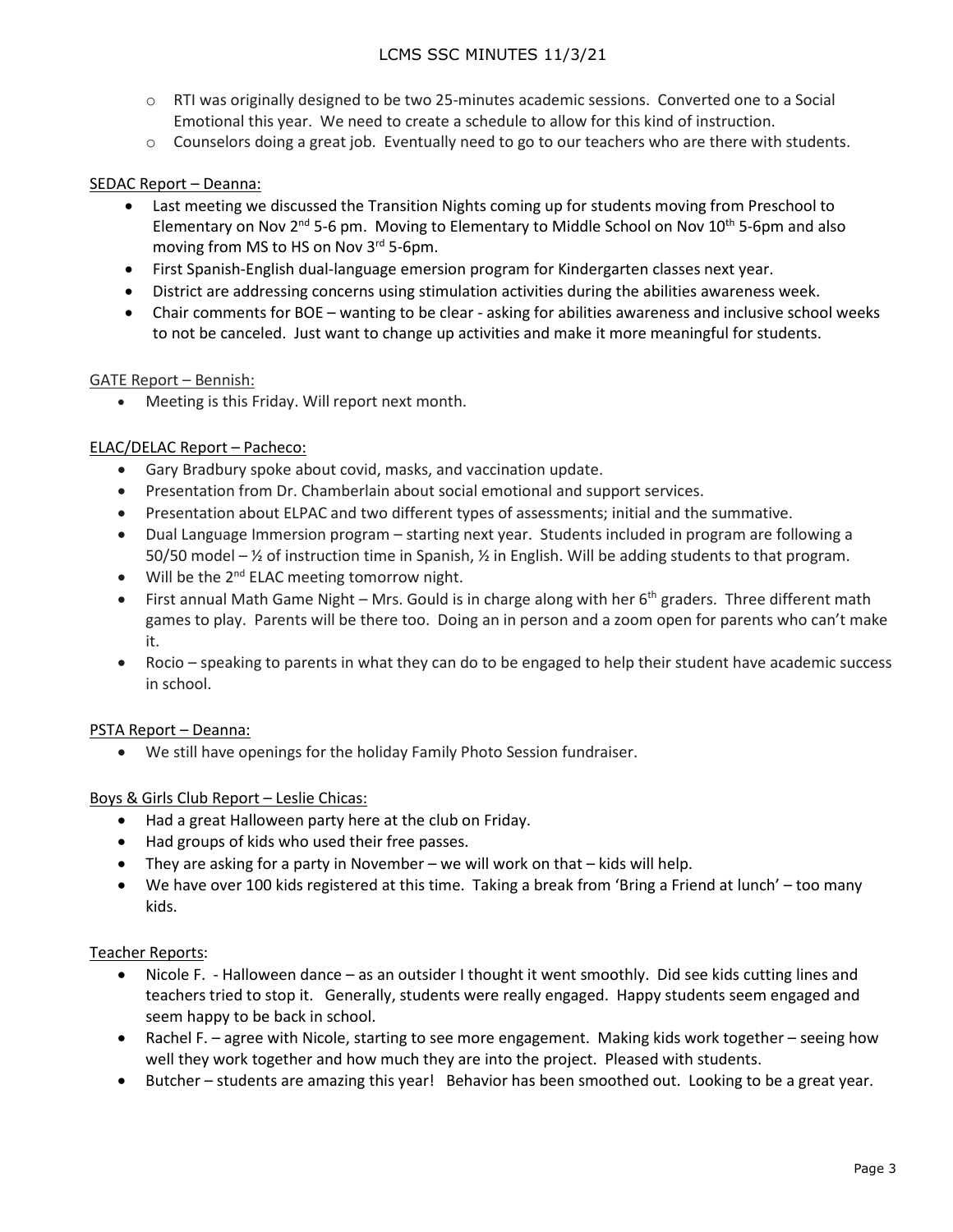- RTI was originally designed to be two 25-minutes academic sessions. Converted one to a Social Emotional this year. We need to create a schedule to allow for this kind of instruction.
- Counselors doing a great job. Eventually need to go to our teachers who are there with students.

SEDAC Report – Deanna:

- Last meeting we discussed the Transition Nights coming up for students moving from Preschool to Elementary on Nov 2nd 5-6 pm. Moving to Elementary to Middle School on Nov 10th 5-6pm and also moving from MS to HS on Nov 3rd 5-6pm.
- First Spanish-English dual-language emersion program for Kindergarten classes next year.
- District are addressing concerns using stimulation activities during the abilities awareness week.
- Chair comments for BOE – wanting to be clear - asking for abilities awareness and inclusive school weeks to not be canceled. Just want to change up activities and make it more meaningful for students.

GATE Report – Bennish:

- Meeting is this Friday. Will report next month.

ELAC/DELAC Report – Pacheco:

- Gary Bradbury spoke about covid, masks, and vaccination update.
- Presentation from Dr. Chamberlain about social emotional and support services.
- Presentation about ELPAC and two different types of assessments; initial and the summative.
- Dual Language Immersion program – starting next year. Students included in program are following a 50/50 model – ½ of instruction time in Spanish, ½ in English. Will be adding students to that program.
- Will be the 2nd ELAC meeting tomorrow night.
- First annual Math Game Night – Mrs. Gould is in charge along with her 6th graders. Three different math games to play. Parents will be there too. Doing an in person and a zoom open for parents who can't make it.
- Rocio – speaking to parents in what they can do to be engaged to help their student have academic success in school.

PSTA Report – Deanna:

- We still have openings for the holiday Family Photo Session fundraiser.

Boys & Girls Club Report – Leslie Chicas:

- Had a great Halloween party here at the club on Friday.
- Had groups of kids who used their free passes.
- They are asking for a party in November – we will work on that – kids will help.
- We have over 100 kids registered at this time. Taking a break from 'Bring a Friend at lunch' – too many kids.

Teacher Reports:

- Nicole F. - Halloween dance – as an outsider I thought it went smoothly. Did see kids cutting lines and teachers tried to stop it. Generally, students were really engaged. Happy students seem engaged and seem happy to be back in school.
- Rachel F. – agree with Nicole, starting to see more engagement. Making kids work together – seeing how well they work together and how much they are into the project. Pleased with students.
- Butcher – students are amazing this year! Behavior has been smoothed out. Looking to be a great year.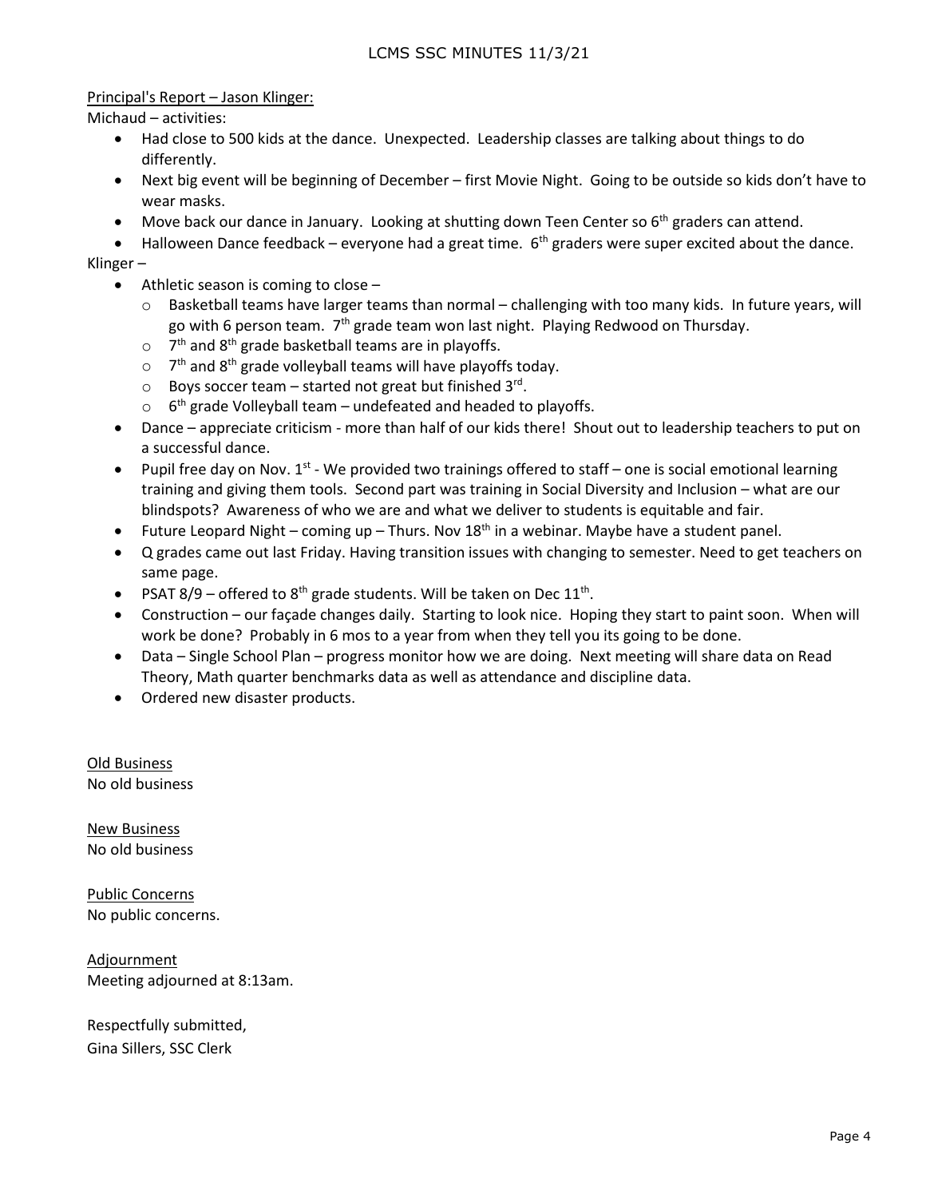<u>Principal's Report – Jason Klinger:</u>

Michaud – activities:

- Had close to 500 kids at the dance. Unexpected. Leadership classes are talking about things to do differently.
- Next big event will be beginning of December – first Movie Night. Going to be outside so kids don't have to wear masks.
- Move back our dance in January. Looking at shutting down Teen Center so 6th graders can attend.
- Halloween Dance feedback – everyone had a great time. 6th graders were super excited about the dance.

Klinger –

- Athletic season is coming to close –
  - Basketball teams have larger teams than normal – challenging with too many kids. In future years, will go with 6 person team. 7th grade team won last night. Playing Redwood on Thursday.
  - 7th and 8th grade basketball teams are in playoffs.
  - 7th and 8th grade volleyball teams will have playoffs today.
  - Boys soccer team – started not great but finished 3rd.
  - 6th grade Volleyball team – undefeated and headed to playoffs.
- Dance – appreciate criticism - more than half of our kids there! Shout out to leadership teachers to put on a successful dance.
- Pupil free day on Nov. 1st - We provided two trainings offered to staff – one is social emotional learning training and giving them tools. Second part was training in Social Diversity and Inclusion – what are our blindspots? Awareness of who we are and what we deliver to students is equitable and fair.
- Future Leopard Night – coming up – Thurs. Nov 18th in a webinar. Maybe have a student panel.
- Q grades came out last Friday. Having transition issues with changing to semester. Need to get teachers on same page.
- PSAT 8/9 – offered to 8th grade students. Will be taken on Dec 11th.
- Construction – our façade changes daily. Starting to look nice. Hoping they start to paint soon. When will work be done? Probably in 6 mos to a year from when they tell you its going to be done.
- Data – Single School Plan – progress monitor how we are doing. Next meeting will share data on Read Theory, Math quarter benchmarks data as well as attendance and discipline data.
- Ordered new disaster products.

<u>Old Business</u>

No old business

<u>New Business</u>

No old business

<u>Public Concerns</u>

No public concerns.

<u>Adjournment</u>

Meeting adjourned at 8:13am.

Respectfully submitted,

Gina Sillers, SSC Clerk